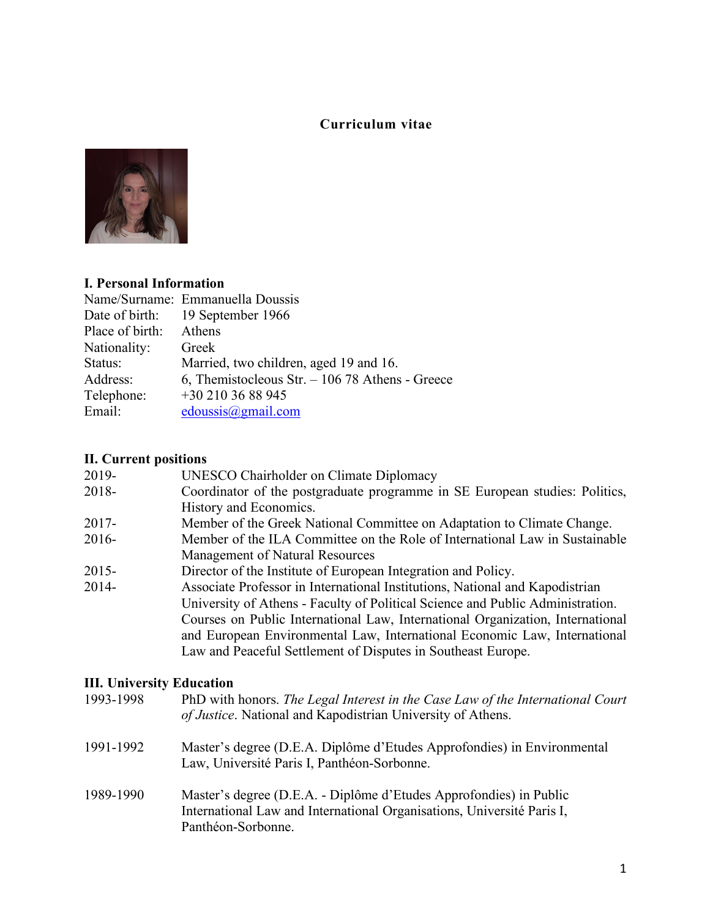# Curriculum vitae

## I. Personal Information

| | |
|---|---|
| Name/Surname: | Emmanuella Doussis |
| Date of birth: | 19 September 1966 |
| Place of birth: | Athens |
| Nationality: | Greek |
| Status: | Married, two children, aged 19 and 16. |
| Address: | 6, Themistocleous Str. – 106 78 Athens - Greece |
| Telephone: | +30 210 36 88 945 |
| Email: | edoussis@gmail.com |

## II. Current positions

| | |
|---|---|
| 2019- | UNESCO Chairholder on Climate Diplomacy |
| 2018- | Coordinator of the postgraduate programme in SE European studies: Politics, History and Economics. |
| 2017- | Member of the Greek National Committee on Adaptation to Climate Change. |
| 2016- | Member of the ILA Committee on the Role of International Law in Sustainable Management of Natural Resources |
| 2015- | Director of the Institute of European Integration and Policy. |
| 2014- | Associate Professor in International Institutions, National and Kapodistrian University of Athens - Faculty of Political Science and Public Administration. Courses on Public International Law, International Organization, International and European Environmental Law, International Economic Law, International Law and Peaceful Settlement of Disputes in Southeast Europe. |

## III. University Education

| | |
|---|---|
| 1993-1998 | PhD with honors. *The Legal Interest in the Case Law of the International Court of Justice*. National and Kapodistrian University of Athens. |
| 1991-1992 | Master's degree (D.E.A. Diplôme d'Etudes Approfondies) in Environmental Law, Université Paris I, Panthéon-Sorbonne. |
| 1989-1990 | Master's degree (D.E.A. - Diplôme d'Etudes Approfondies) in Public International Law and International Organisations, Université Paris I, Panthéon-Sorbonne. |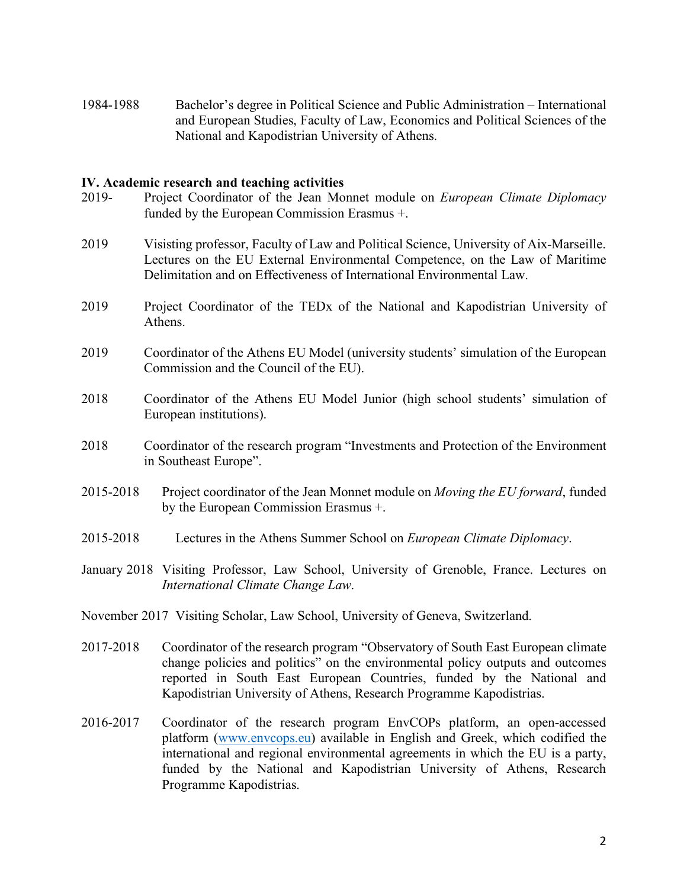1984-1988 Bachelor's degree in Political Science and Public Administration – International and European Studies, Faculty of Law, Economics and Political Sciences of the National and Kapodistrian University of Athens.

**IV. Academic research and teaching activities**

2019- Project Coordinator of the Jean Monnet module on *European Climate Diplomacy* funded by the European Commission Erasmus +.

2019 Visiting professor, Faculty of Law and Political Science, University of Aix-Marseille. Lectures on the EU External Environmental Competence, on the Law of Maritime Delimitation and on Effectiveness of International Environmental Law.

2019 Project Coordinator of the TEDx of the National and Kapodistrian University of Athens.

2019 Coordinator of the Athens EU Model (university students' simulation of the European Commission and the Council of the EU).

2018 Coordinator of the Athens EU Model Junior (high school students' simulation of European institutions).

2018 Coordinator of the research program "Investments and Protection of the Environment in Southeast Europe".

2015-2018 Project coordinator of the Jean Monnet module on *Moving the EU forward*, funded by the European Commission Erasmus +.

2015-2018 Lectures in the Athens Summer School on *European Climate Diplomacy*.

January 2018 Visiting Professor, Law School, University of Grenoble, France. Lectures on *International Climate Change Law*.

November 2017 Visiting Scholar, Law School, University of Geneva, Switzerland.

2017-2018 Coordinator of the research program "Observatory of South East European climate change policies and politics" on the environmental policy outputs and outcomes reported in South East European Countries, funded by the National and Kapodistrian University of Athens, Research Programme Kapodistrias.

2016-2017 Coordinator of the research program EnvCOPs platform, an open-accessed platform ([www.envcops.eu](www.envcops.eu)) available in English and Greek, which codified the international and regional environmental agreements in which the EU is a party, funded by the National and Kapodistrian University of Athens, Research Programme Kapodistrias.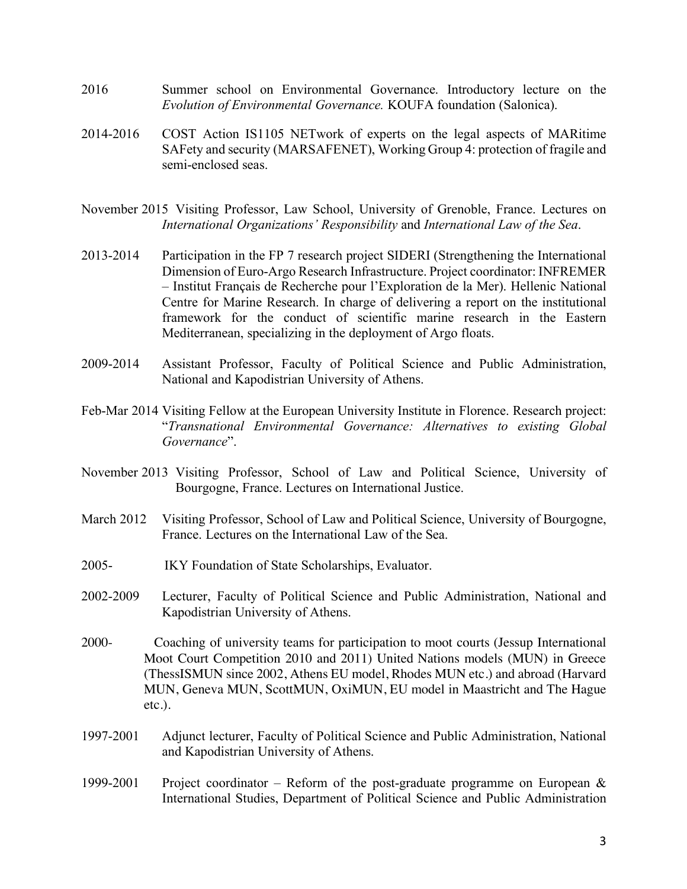2016 Summer school on Environmental Governance. Introductory lecture on the *Evolution of Environmental Governance.* KOUFA foundation (Salonica).

2014-2016 COST Action IS1105 NETwork of experts on the legal aspects of MARitime SAFety and security (MARSAFENET), Working Group 4: protection of fragile and semi-enclosed seas.

November 2015 Visiting Professor, Law School, University of Grenoble, France. Lectures on *International Organizations' Responsibility* and *International Law of the Sea*.

2013-2014 Participation in the FP 7 research project SIDERI (Strengthening the International Dimension of Euro-Argo Research Infrastructure. Project coordinator: INFREMER – Institut Français de Recherche pour l'Exploration de la Mer). Hellenic National Centre for Marine Research. In charge of delivering a report on the institutional framework for the conduct of scientific marine research in the Eastern Mediterranean, specializing in the deployment of Argo floats.

2009-2014 Assistant Professor, Faculty of Political Science and Public Administration, National and Kapodistrian University of Athens.

Feb-Mar 2014 Visiting Fellow at the European University Institute in Florence. Research project: "*Transnational Environmental Governance: Alternatives to existing Global Governance*".

November 2013 Visiting Professor, School of Law and Political Science, University of Bourgogne, France. Lectures on International Justice.

March 2012 Visiting Professor, School of Law and Political Science, University of Bourgogne, France. Lectures on the International Law of the Sea.

2005- IKY Foundation of State Scholarships, Evaluator.

2002-2009 Lecturer, Faculty of Political Science and Public Administration, National and Kapodistrian University of Athens.

2000- Coaching of university teams for participation to moot courts (Jessup International Moot Court Competition 2010 and 2011) United Nations models (MUN) in Greece (ThessISMUN since 2002, Athens EU model, Rhodes MUN etc.) and abroad (Harvard MUN, Geneva MUN, ScottMUN, OxiMUN, EU model in Maastricht and The Hague etc.).

1997-2001 Adjunct lecturer, Faculty of Political Science and Public Administration, National and Kapodistrian University of Athens.

1999-2001 Project coordinator – Reform of the post-graduate programme on European & International Studies, Department of Political Science and Public Administration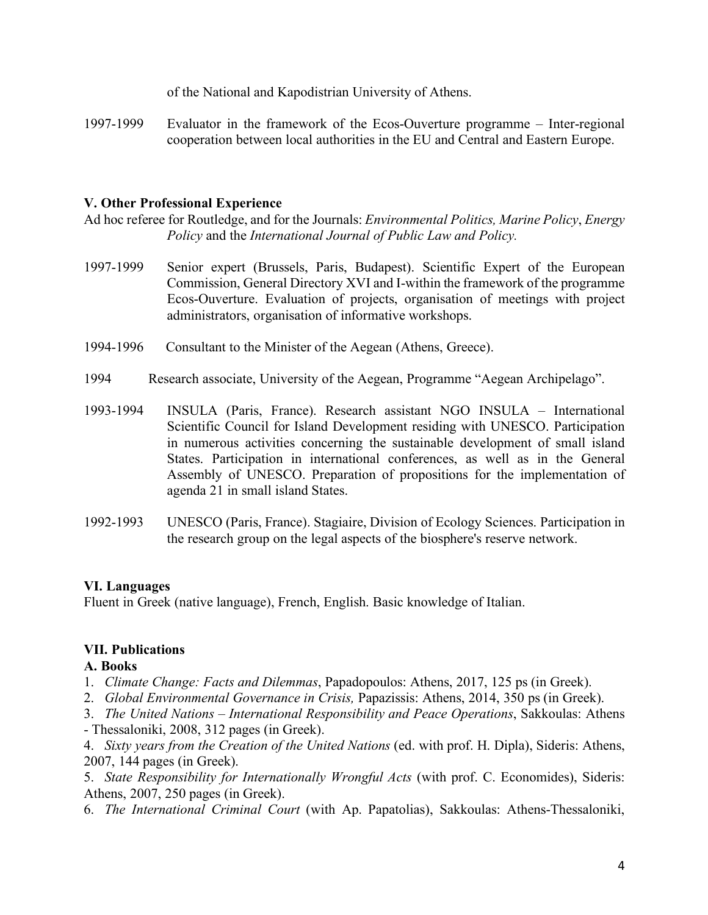of the National and Kapodistrian University of Athens.

1997-1999 Evaluator in the framework of the Ecos-Ouverture programme – Inter-regional cooperation between local authorities in the EU and Central and Eastern Europe.

### V. Other Professional Experience

Ad hoc referee for Routledge, and for the Journals: *Environmental Politics, Marine Policy*, *Energy Policy* and the *International Journal of Public Law and Policy.*

1997-1999 Senior expert (Brussels, Paris, Budapest). Scientific Expert of the European Commission, General Directory XVI and I-within the framework of the programme Ecos-Ouverture. Evaluation of projects, organisation of meetings with project administrators, organisation of informative workshops.

1994-1996 Consultant to the Minister of the Aegean (Athens, Greece).

1994 Research associate, University of the Aegean, Programme "Aegean Archipelago".

1993-1994 INSULA (Paris, France). Research assistant NGO INSULA – International Scientific Council for Island Development residing with UNESCO. Participation in numerous activities concerning the sustainable development of small island States. Participation in international conferences, as well as in the General Assembly of UNESCO. Preparation of propositions for the implementation of agenda 21 in small island States.

1992-1993 UNESCO (Paris, France). Stagiaire, Division of Ecology Sciences. Participation in the research group on the legal aspects of the biosphere's reserve network.

### VI. Languages

Fluent in Greek (native language), French, English. Basic knowledge of Italian.

### VII. Publications

#### A. Books

1. *Climate Change: Facts and Dilemmas*, Papadopoulos: Athens, 2017, 125 ps (in Greek).
2. *Global Environmental Governance in Crisis,* Papazissis: Athens, 2014, 350 ps (in Greek).
3. *The United Nations – International Responsibility and Peace Operations*, Sakkoulas: Athens - Thessaloniki, 2008, 312 pages (in Greek).
4. *Sixty years from the Creation of the United Nations* (ed. with prof. H. Dipla), Sideris: Athens, 2007, 144 pages (in Greek).
5. *State Responsibility for Internationally Wrongful Acts* (with prof. C. Economides), Sideris: Athens, 2007, 250 pages (in Greek).
6. *The International Criminal Court* (with Ap. Papatolias), Sakkoulas: Athens-Thessaloniki,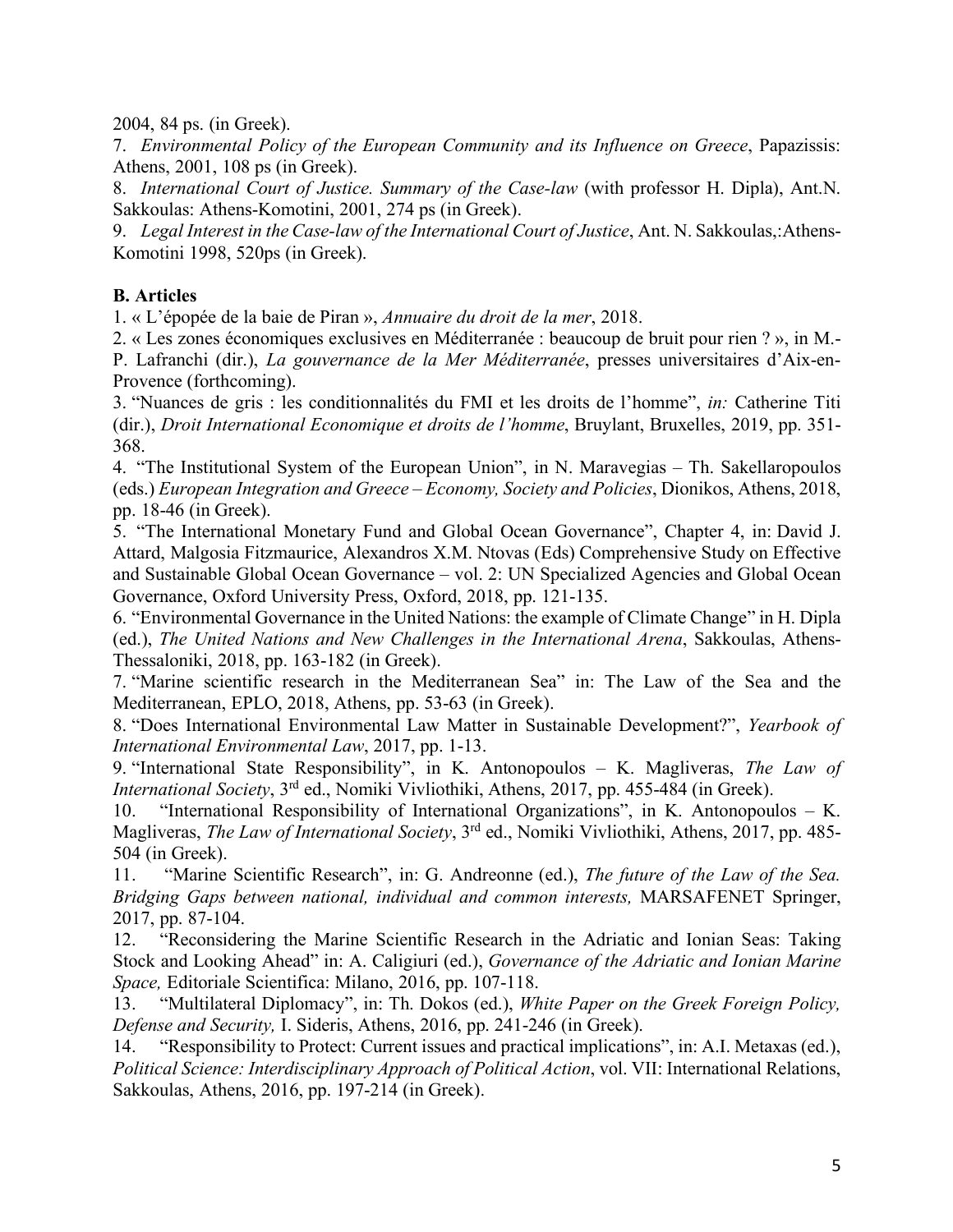2004, 84 ps. (in Greek).

7. *Environmental Policy of the European Community and its Influence on Greece*, Papazissis: Athens, 2001, 108 ps (in Greek).

8. *International Court of Justice. Summary of the Case-law* (with professor H. Dipla), Ant.N. Sakkoulas: Athens-Komotini, 2001, 274 ps (in Greek).

9. *Legal Interest in the Case-law of the International Court of Justice*, Ant. N. Sakkoulas,:Athens-Komotini 1998, 520ps (in Greek).

**B. Articles**

1. « L'épopée de la baie de Piran », *Annuaire du droit de la mer*, 2018.
2. « Les zones économiques exclusives en Méditerranée : beaucoup de bruit pour rien ? », in M.-P. Lafranchi (dir.), *La gouvernance de la Mer Méditerranée*, presses universitaires d'Aix-en-Provence (forthcoming).
3. "Nuances de gris : les conditionnalités du FMI et les droits de l'homme", *in:* Catherine Titi (dir.), *Droit International Economique et droits de l'homme*, Bruylant, Bruxelles, 2019, pp. 351-368.
4. "The Institutional System of the European Union", in N. Maravegias – Th. Sakellaropoulos (eds.) *European Integration and Greece – Economy, Society and Policies*, Dionikos, Athens, 2018, pp. 18-46 (in Greek).
5. "The International Monetary Fund and Global Ocean Governance", Chapter 4, in: David J. Attard, Malgosia Fitzmaurice, Alexandros X.M. Ntovas (Eds) Comprehensive Study on Effective and Sustainable Global Ocean Governance – vol. 2: UN Specialized Agencies and Global Ocean Governance, Oxford University Press, Oxford, 2018, pp. 121-135.
6. "Environmental Governance in the United Nations: the example of Climate Change" in H. Dipla (ed.), *The United Nations and New Challenges in the International Arena*, Sakkoulas, Athens-Thessaloniki, 2018, pp. 163-182 (in Greek).
7. "Marine scientific research in the Mediterranean Sea" in: The Law of the Sea and the Mediterranean, EPLO, 2018, Athens, pp. 53-63 (in Greek).
8. "Does International Environmental Law Matter in Sustainable Development?", *Yearbook of International Environmental Law*, 2017, pp. 1-13.
9. "International State Responsibility", in K. Antonopoulos – K. Magliveras, *The Law of International Society*, 3rd ed., Nomiki Vivliothiki, Athens, 2017, pp. 455-484 (in Greek).
10. "International Responsibility of International Organizations", in K. Antonopoulos – K. Magliveras, *The Law of International Society*, 3rd ed., Nomiki Vivliothiki, Athens, 2017, pp. 485-504 (in Greek).
11. "Marine Scientific Research", in: G. Andreonne (ed.), *The future of the Law of the Sea. Bridging Gaps between national, individual and common interests,* MARSAFENET Springer, 2017, pp. 87-104.
12. "Reconsidering the Marine Scientific Research in the Adriatic and Ionian Seas: Taking Stock and Looking Ahead" in: A. Caligiuri (ed.), *Governance of the Adriatic and Ionian Marine Space,* Editoriale Scientifica: Milano, 2016, pp. 107-118.
13. "Multilateral Diplomacy", in: Th. Dokos (ed.), *White Paper on the Greek Foreign Policy, Defense and Security,* I. Sideris, Athens, 2016, pp. 241-246 (in Greek).
14. "Responsibility to Protect: Current issues and practical implications", in: A.I. Metaxas (ed.), *Political Science: Interdisciplinary Approach of Political Action*, vol. VII: International Relations, Sakkoulas, Athens, 2016, pp. 197-214 (in Greek).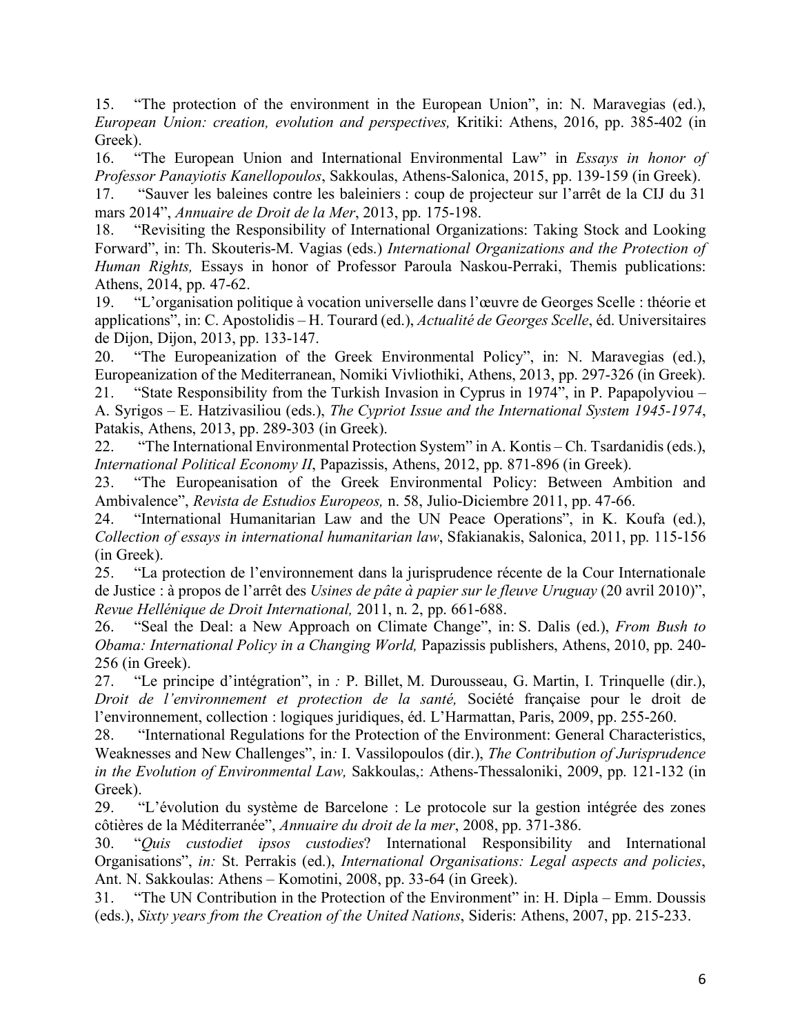15. "The protection of the environment in the European Union", in: N. Maravegias (ed.), *European Union: creation, evolution and perspectives,* Kritiki: Athens, 2016, pp. 385-402 (in Greek).
16. "The European Union and International Environmental Law" in *Essays in honor of Professor Panayiotis Kanellopoulos*, Sakkoulas, Athens-Salonica, 2015, pp. 139-159 (in Greek).
17. "Sauver les baleines contre les baleiniers : coup de projecteur sur l'arrêt de la CIJ du 31 mars 2014", *Annuaire de Droit de la Mer*, 2013, pp. 175-198.
18. "Revisiting the Responsibility of International Organizations: Taking Stock and Looking Forward", in: Th. Skouteris-M. Vagias (eds.) *International Organizations and the Protection of Human Rights,* Essays in honor of Professor Paroula Naskou-Perraki, Themis publications: Athens, 2014, pp. 47-62.
19. "L'organisation politique à vocation universelle dans l'œuvre de Georges Scelle : théorie et applications", in: C. Apostolidis – H. Tourard (ed.), *Actualité de Georges Scelle*, éd. Universitaires de Dijon, Dijon, 2013, pp. 133-147.
20. "The Europeanization of the Greek Environmental Policy", in: N. Maravegias (ed.), Europeanization of the Mediterranean, Nomiki Vivliothiki, Athens, 2013, pp. 297-326 (in Greek).
21. "State Responsibility from the Turkish Invasion in Cyprus in 1974", in P. Papapolyviou – A. Syrigos – E. Hatzivasiliou (eds.), *The Cypriot Issue and the International System 1945-1974*, Patakis, Athens, 2013, pp. 289-303 (in Greek).
22. "The International Environmental Protection System" in A. Kontis – Ch. Tsardanidis (eds.), *International Political Economy II*, Papazissis, Athens, 2012, pp. 871-896 (in Greek).
23. "The Europeanisation of the Greek Environmental Policy: Between Ambition and Ambivalence", *Revista de Estudios Europeos,* n. 58, Julio-Diciembre 2011, pp. 47-66.
24. "International Humanitarian Law and the UN Peace Operations", in K. Koufa (ed.), *Collection of essays in international humanitarian law*, Sfakianakis, Salonica, 2011, pp. 115-156 (in Greek).
25. "La protection de l'environnement dans la jurisprudence récente de la Cour Internationale de Justice : à propos de l'arrêt des *Usines de pâte à papier sur le fleuve Uruguay* (20 avril 2010)", *Revue Hellénique de Droit International,* 2011, n. 2, pp. 661-688.
26. "Seal the Deal: a New Approach on Climate Change", in: S. Dalis (ed.), *From Bush to Obama: International Policy in a Changing World,* Papazissis publishers, Athens, 2010, pp. 240-256 (in Greek).
27. "Le principe d'intégration", in *:* P. Billet, M. Durousseau, G. Martin, I. Trinquelle (dir.), *Droit de l'environnement et protection de la santé,* Société française pour le droit de l'environnement, collection : logiques juridiques, éd. L'Harmattan, Paris, 2009, pp. 255-260.
28. "International Regulations for the Protection of the Environment: General Characteristics, Weaknesses and New Challenges", in*:* I. Vassilopoulos (dir.), *The Contribution of Jurisprudence in the Evolution of Environmental Law,* Sakkoulas,: Athens-Thessaloniki, 2009, pp. 121-132 (in Greek).
29. "L'évolution du système de Barcelone : Le protocole sur la gestion intégrée des zones côtières de la Méditerranée", *Annuaire du droit de la mer*, 2008, pp. 371-386.
30. "*Quis custodiet ipsos custodies*? International Responsibility and International Organisations", *in:* St. Perrakis (ed.), *International Organisations: Legal aspects and policies*, Ant. N. Sakkoulas: Athens – Komotini, 2008, pp. 33-64 (in Greek).
31. "The UN Contribution in the Protection of the Environment" in: H. Dipla – Emm. Doussis (eds.), *Sixty years from the Creation of the United Nations*, Sideris: Athens, 2007, pp. 215-233.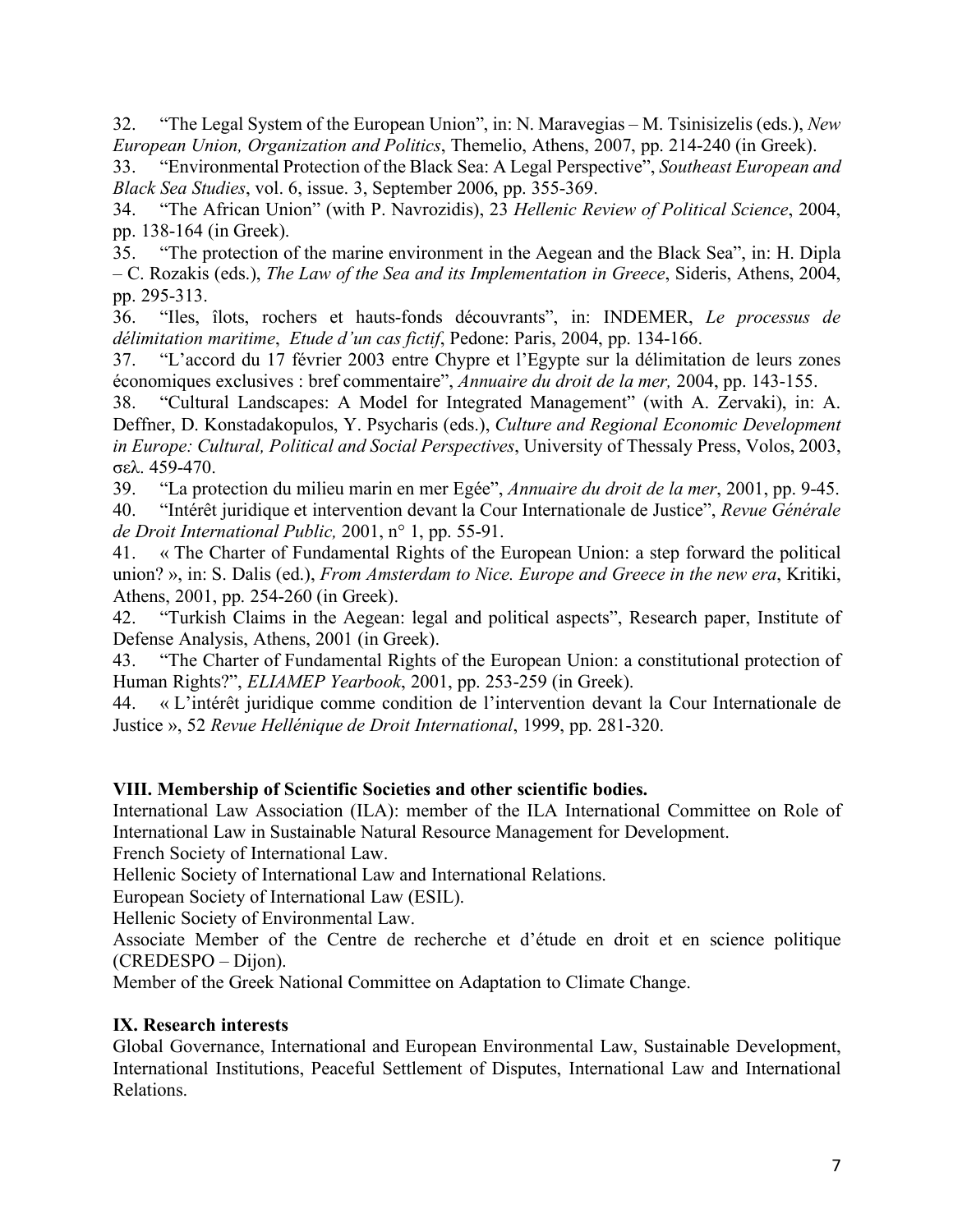32. "The Legal System of the European Union", in: N. Maravegias – M. Tsinisizelis (eds.), *New European Union, Organization and Politics*, Themelio, Athens, 2007, pp. 214-240 (in Greek).

33. "Environmental Protection of the Black Sea: A Legal Perspective", *Southeast European and Black Sea Studies*, vol. 6, issue. 3, September 2006, pp. 355-369.

34. "The African Union" (with P. Navrozidis), 23 *Hellenic Review of Political Science*, 2004, pp. 138-164 (in Greek).

35. "The protection of the marine environment in the Aegean and the Black Sea", in: H. Dipla – C. Rozakis (eds.), *The Law of the Sea and its Implementation in Greece*, Sideris, Athens, 2004, pp. 295-313.

36. "Iles, îlots, rochers et hauts-fonds découvrants", in: INDEMER, *Le processus de délimitation maritime*, *Etude d'un cas fictif*, Pedone: Paris, 2004, pp. 134-166.

37. "L'accord du 17 février 2003 entre Chypre et l'Egypte sur la délimitation de leurs zones économiques exclusives : bref commentaire", *Annuaire du droit de la mer,* 2004, pp. 143-155.

38. "Cultural Landscapes: A Model for Integrated Management" (with A. Zervaki), in: A. Deffner, D. Konstadakopulos, Y. Psycharis (eds.), *Culture and Regional Economic Development in Europe: Cultural, Political and Social Perspectives*, University of Thessaly Press, Volos, 2003, σελ. 459-470.

39. "La protection du milieu marin en mer Egée", *Annuaire du droit de la mer*, 2001, pp. 9-45.

40. "Intérêt juridique et intervention devant la Cour Internationale de Justice", *Revue Générale de Droit International Public,* 2001, n° 1, pp. 55-91.

41. « The Charter of Fundamental Rights of the European Union: a step forward the political union? », in: S. Dalis (ed.), *From Amsterdam to Nice. Europe and Greece in the new era*, Kritiki, Athens, 2001, pp. 254-260 (in Greek).

42. "Turkish Claims in the Aegean: legal and political aspects", Research paper, Institute of Defense Analysis, Athens, 2001 (in Greek).

43. "The Charter of Fundamental Rights of the European Union: a constitutional protection of Human Rights?", *ELIAMEP Yearbook*, 2001, pp. 253-259 (in Greek).

44. « L'intérêt juridique comme condition de l'intervention devant la Cour Internationale de Justice », 52 *Revue Hellénique de Droit International*, 1999, pp. 281-320.

**VIII. Membership of Scientific Societies and other scientific bodies.**

International Law Association (ILA): member of the ILA International Committee on Role of International Law in Sustainable Natural Resource Management for Development.

French Society of International Law.

Hellenic Society of International Law and International Relations.

European Society of International Law (ESIL).

Hellenic Society of Environmental Law.

Associate Member of the Centre de recherche et d'étude en droit et en science politique (CREDESPO – Dijon).

Member of the Greek National Committee on Adaptation to Climate Change.

**IX. Research interests**

Global Governance, International and European Environmental Law, Sustainable Development, International Institutions, Peaceful Settlement of Disputes, International Law and International Relations.